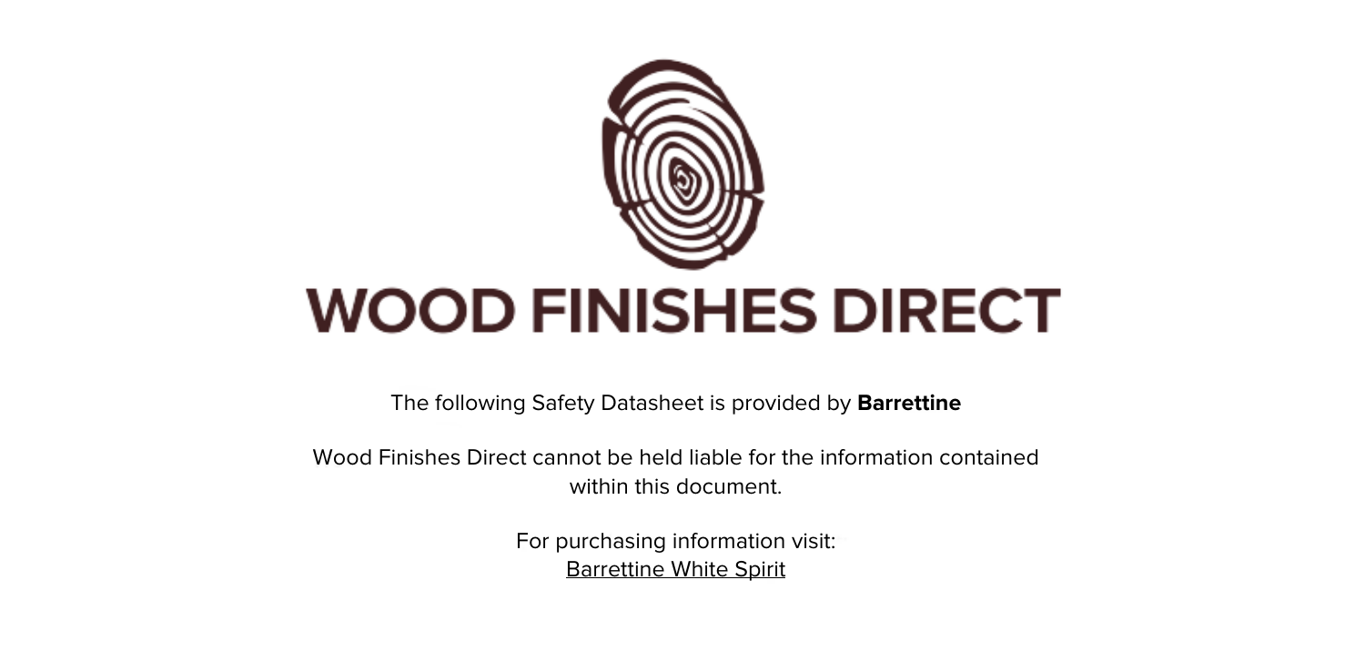# WOOD FINISHES DIRECT

The following Safety Datasheet is provided by **Barrettine**

Wood Finishes Direct cannot be held liable for the information contained within this document.

For purchasing information visit:
Barrettine White Spirit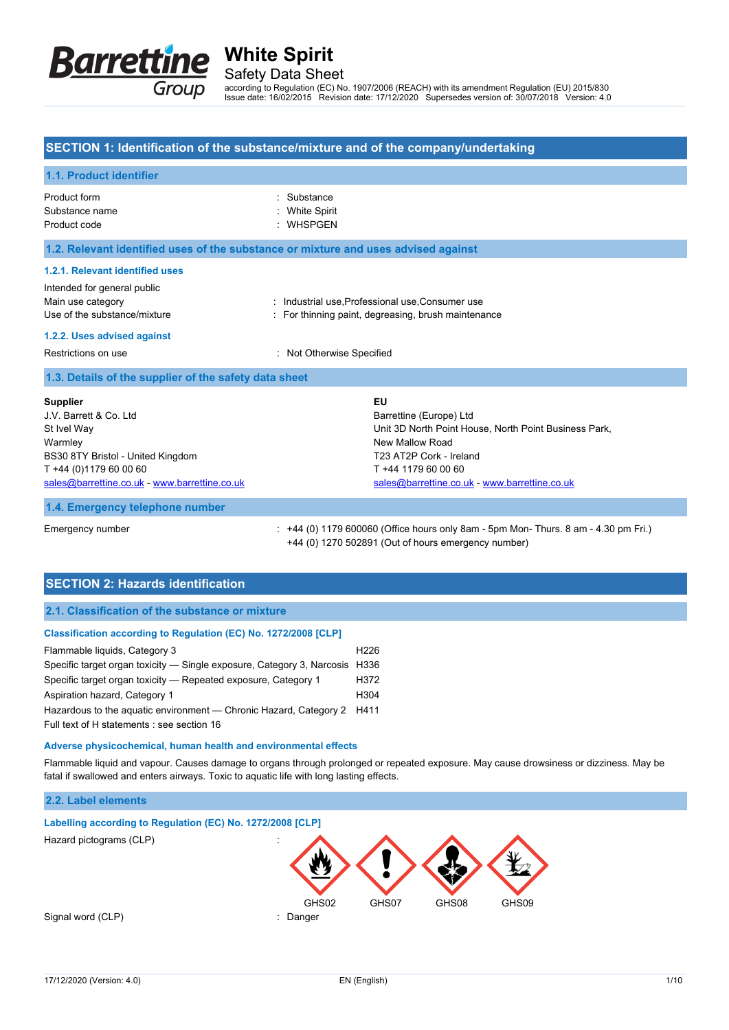# White Spirit

## Safety Data Sheet

according to Regulation (EC) No. 1907/2006 (REACH) with its amendment Regulation (EU) 2015/830
Issue date: 16/02/2015 Revision date: 17/12/2020 Supersedes version of: 30/07/2018 Version: 4.0

## SECTION 1: Identification of the substance/mixture and of the company/undertaking

### 1.1. Product identifier

| | |
|---|---|
| Product form | : Substance |
| Substance name | : White Spirit |
| Product code | : WHSPGEN |

### 1.2. Relevant identified uses of the substance or mixture and uses advised against

#### 1.2.1. Relevant identified uses

Intended for general public

| | |
|---|---|
| Main use category | : Industrial use,Professional use,Consumer use |
| Use of the substance/mixture | : For thinning paint, degreasing, brush maintenance |

#### 1.2.2. Uses advised against

| | |
|---|---|
| Restrictions on use | : Not Otherwise Specified |

### 1.3. Details of the supplier of the safety data sheet

**Supplier**
J.V. Barrett & Co. Ltd
St Ivel Way
Warmley
BS30 8TY Bristol - United Kingdom
T +44 (0)1179 60 00 60
sales@barrettine.co.uk - www.barrettine.co.uk

**EU**
Barrettine (Europe) Ltd
Unit 3D North Point House, North Point Business Park,
New Mallow Road
T23 AT2P Cork - Ireland
T +44 1179 60 00 60
sales@barrettine.co.uk - www.barrettine.co.uk

### 1.4. Emergency telephone number

Emergency number : +44 (0) 1179 600060 (Office hours only 8am - 5pm Mon- Thurs. 8 am - 4.30 pm Fri.)
+44 (0) 1270 502891 (Out of hours emergency number)

## SECTION 2: Hazards identification

### 2.1. Classification of the substance or mixture

#### Classification according to Regulation (EC) No. 1272/2008 [CLP]

| | |
|---|---|
| Flammable liquids, Category 3 | H226 |
| Specific target organ toxicity — Single exposure, Category 3, Narcosis | H336 |
| Specific target organ toxicity — Repeated exposure, Category 1 | H372 |
| Aspiration hazard, Category 1 | H304 |
| Hazardous to the aquatic environment — Chronic Hazard, Category 2 | H411 |

Full text of H statements : see section 16

#### Adverse physicochemical, human health and environmental effects

Flammable liquid and vapour. Causes damage to organs through prolonged or repeated exposure. May cause drowsiness or dizziness. May be fatal if swallowed and enters airways. Toxic to aquatic life with long lasting effects.

### 2.2. Label elements

#### Labelling according to Regulation (EC) No. 1272/2008 [CLP]

Hazard pictograms (CLP) :

GHS02 GHS07 GHS08 GHS09

Signal word (CLP) : Danger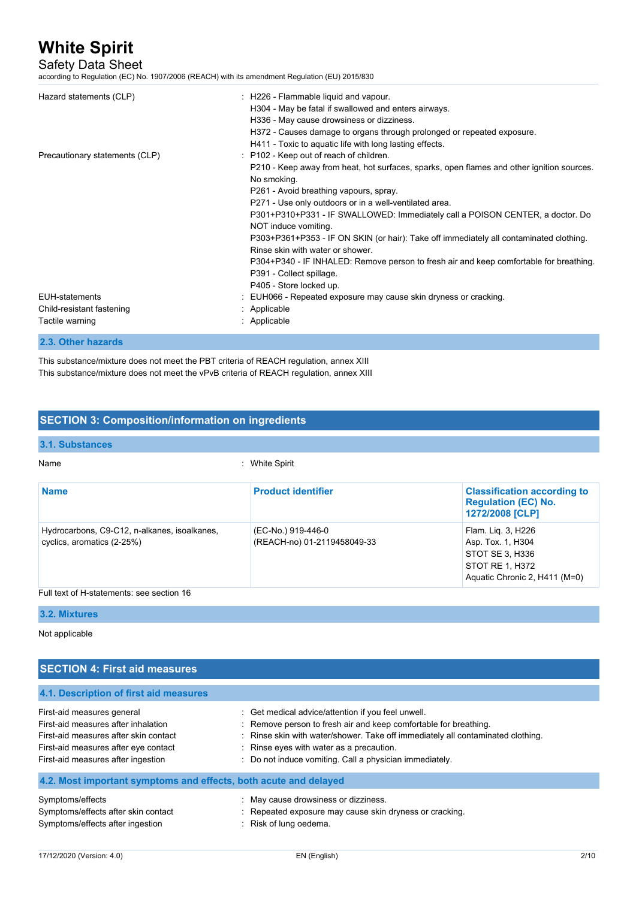| | |
|---|---|
| Hazard statements (CLP) | : H226 - Flammable liquid and vapour.<br>H304 - May be fatal if swallowed and enters airways.<br>H336 - May cause drowsiness or dizziness.<br>H372 - Causes damage to organs through prolonged or repeated exposure.<br>H411 - Toxic to aquatic life with long lasting effects. |
| Precautionary statements (CLP) | : P102 - Keep out of reach of children.<br>P210 - Keep away from heat, hot surfaces, sparks, open flames and other ignition sources. No smoking.<br>P261 - Avoid breathing vapours, spray.<br>P271 - Use only outdoors or in a well-ventilated area.<br>P301+P310+P331 - IF SWALLOWED: Immediately call a POISON CENTER, a doctor. Do NOT induce vomiting.<br>P303+P361+P353 - IF ON SKIN (or hair): Take off immediately all contaminated clothing. Rinse skin with water or shower.<br>P304+P340 - IF INHALED: Remove person to fresh air and keep comfortable for breathing.<br>P391 - Collect spillage.<br>P405 - Store locked up. |
| EUH-statements | : EUH066 - Repeated exposure may cause skin dryness or cracking. |
| Child-resistant fastening | : Applicable |
| Tactile warning | : Applicable |

### 2.3. Other hazards

This substance/mixture does not meet the PBT criteria of REACH regulation, annex XIII
This substance/mixture does not meet the vPvB criteria of REACH regulation, annex XIII

## SECTION 3: Composition/information on ingredients

### 3.1. Substances

Name : White Spirit

| Name | Product identifier | Classification according to Regulation (EC) No. 1272/2008 [CLP] |
|---|---|---|
| Hydrocarbons, C9-C12, n-alkanes, isoalkanes, cyclics, aromatics (2-25%) | (EC-No.) 919-446-0<br>(REACH-no) 01-2119458049-33 | Flam. Liq. 3, H226<br>Asp. Tox. 1, H304<br>STOT SE 3, H336<br>STOT RE 1, H372<br>Aquatic Chronic 2, H411 (M=0) |

Full text of H-statements: see section 16

### 3.2. Mixtures

Not applicable

## SECTION 4: First aid measures

### 4.1. Description of first aid measures

| | |
|---|---|
| First-aid measures general | : Get medical advice/attention if you feel unwell. |
| First-aid measures after inhalation | : Remove person to fresh air and keep comfortable for breathing. |
| First-aid measures after skin contact | : Rinse skin with water/shower. Take off immediately all contaminated clothing. |
| First-aid measures after eye contact | : Rinse eyes with water as a precaution. |
| First-aid measures after ingestion | : Do not induce vomiting. Call a physician immediately. |

### 4.2. Most important symptoms and effects, both acute and delayed

| | |
|---|---|
| Symptoms/effects | : May cause drowsiness or dizziness. |
| Symptoms/effects after skin contact | : Repeated exposure may cause skin dryness or cracking. |
| Symptoms/effects after ingestion | : Risk of lung oedema. |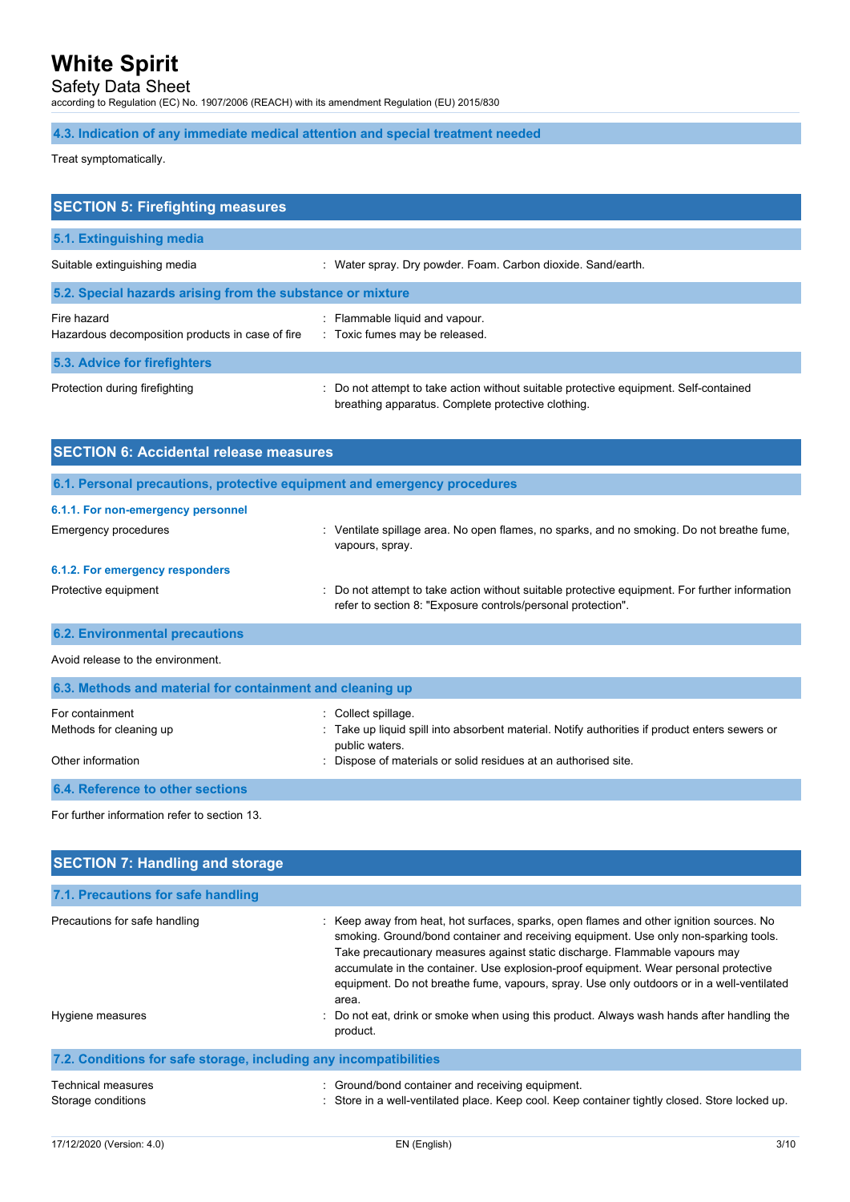### 4.3. Indication of any immediate medical attention and special treatment needed

Treat symptomatically.

## SECTION 5: Firefighting measures

### 5.1. Extinguishing media

| | |
|---|---|
| Suitable extinguishing media | : Water spray. Dry powder. Foam. Carbon dioxide. Sand/earth. |

### 5.2. Special hazards arising from the substance or mixture

| | |
|---|---|
| Fire hazard | : Flammable liquid and vapour. |
| Hazardous decomposition products in case of fire | : Toxic fumes may be released. |

### 5.3. Advice for firefighters

| | |
|---|---|
| Protection during firefighting | : Do not attempt to take action without suitable protective equipment. Self-contained breathing apparatus. Complete protective clothing. |

## SECTION 6: Accidental release measures

### 6.1. Personal precautions, protective equipment and emergency procedures

#### 6.1.1. For non-emergency personnel

| | |
|---|---|
| Emergency procedures | : Ventilate spillage area. No open flames, no sparks, and no smoking. Do not breathe fume, vapours, spray. |

#### 6.1.2. For emergency responders

| | |
|---|---|
| Protective equipment | : Do not attempt to take action without suitable protective equipment. For further information refer to section 8: "Exposure controls/personal protection". |

### 6.2. Environmental precautions

Avoid release to the environment.

### 6.3. Methods and material for containment and cleaning up

| | |
|---|---|
| For containment | : Collect spillage. |
| Methods for cleaning up | : Take up liquid spill into absorbent material. Notify authorities if product enters sewers or public waters. |
| Other information | : Dispose of materials or solid residues at an authorised site. |

### 6.4. Reference to other sections

For further information refer to section 13.

## SECTION 7: Handling and storage

### 7.1. Precautions for safe handling

| | |
|---|---|
| Precautions for safe handling | : Keep away from heat, hot surfaces, sparks, open flames and other ignition sources. No smoking. Ground/bond container and receiving equipment. Use only non-sparking tools. Take precautionary measures against static discharge. Flammable vapours may accumulate in the container. Use explosion-proof equipment. Wear personal protective equipment. Do not breathe fume, vapours, spray. Use only outdoors or in a well-ventilated area. |
| Hygiene measures | : Do not eat, drink or smoke when using this product. Always wash hands after handling the product. |

### 7.2. Conditions for safe storage, including any incompatibilities

| | |
|---|---|
| Technical measures | : Ground/bond container and receiving equipment. |
| Storage conditions | : Store in a well-ventilated place. Keep cool. Keep container tightly closed. Store locked up. |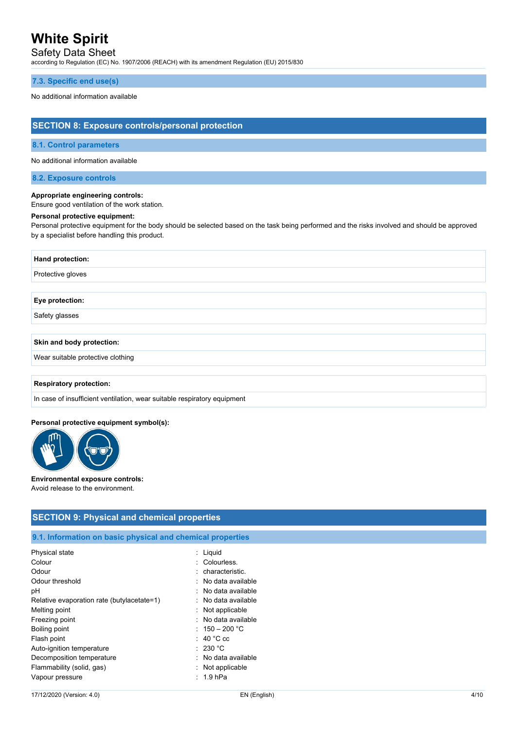### 7.3. Specific end use(s)

No additional information available

## SECTION 8: Exposure controls/personal protection

### 8.1. Control parameters

No additional information available

### 8.2. Exposure controls

**Appropriate engineering controls:**
Ensure good ventilation of the work station.

**Personal protective equipment:**
Personal protective equipment for the body should be selected based on the task being performed and the risks involved and should be approved by a specialist before handling this product.

| Hand protection: |
|---|
| Protective gloves |

| Eye protection: |
|---|
| Safety glasses |

| Skin and body protection: |
|---|
| Wear suitable protective clothing |

| Respiratory protection: |
|---|
| In case of insufficient ventilation, wear suitable respiratory equipment |

**Personal protective equipment symbol(s):**

**Environmental exposure controls:**
Avoid release to the environment.

## SECTION 9: Physical and chemical properties

### 9.1. Information on basic physical and chemical properties

| | |
|---|---|
| Physical state | : Liquid |
| Colour | : Colourless. |
| Odour | : characteristic. |
| Odour threshold | : No data available |
| pH | : No data available |
| Relative evaporation rate (butylacetate=1) | : No data available |
| Melting point | : Not applicable |
| Freezing point | : No data available |
| Boiling point | : 150 – 200 °C |
| Flash point | : 40 °C cc |
| Auto-ignition temperature | : 230 °C |
| Decomposition temperature | : No data available |
| Flammability (solid, gas) | : Not applicable |
| Vapour pressure | : 1.9 hPa |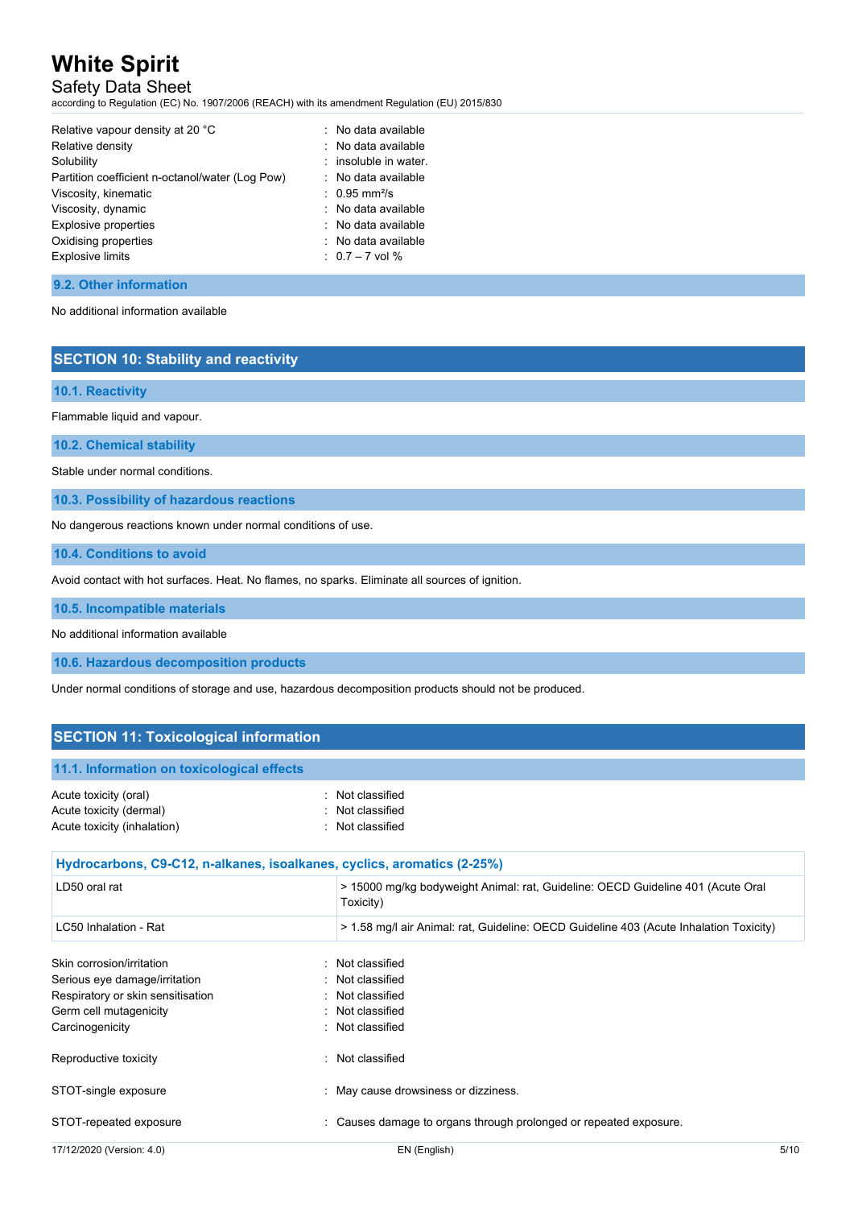| | |
|---|---|
| Relative vapour density at 20 °C | : No data available |
| Relative density | : No data available |
| Solubility | : insoluble in water. |
| Partition coefficient n-octanol/water (Log Pow) | : No data available |
| Viscosity, kinematic | : 0.95 $mm^2/s$ |
| Viscosity, dynamic | : No data available |
| Explosive properties | : No data available |
| Oxidising properties | : No data available |
| Explosive limits | : 0.7 – 7 vol % |

### 9.2. Other information

No additional information available

## SECTION 10: Stability and reactivity

### 10.1. Reactivity

Flammable liquid and vapour.

### 10.2. Chemical stability

Stable under normal conditions.

### 10.3. Possibility of hazardous reactions

No dangerous reactions known under normal conditions of use.

### 10.4. Conditions to avoid

Avoid contact with hot surfaces. Heat. No flames, no sparks. Eliminate all sources of ignition.

### 10.5. Incompatible materials

No additional information available

### 10.6. Hazardous decomposition products

Under normal conditions of storage and use, hazardous decomposition products should not be produced.

## SECTION 11: Toxicological information

### 11.1. Information on toxicological effects

| | |
|---|---|
| Acute toxicity (oral) | : Not classified |
| Acute toxicity (dermal) | : Not classified |
| Acute toxicity (inhalation) | : Not classified |

| Hydrocarbons, C9-C12, n-alkanes, isoalkanes, cyclics, aromatics (2-25%) | |
|---|---|
| LD50 oral rat | > 15000 mg/kg bodyweight Animal: rat, Guideline: OECD Guideline 401 (Acute Oral Toxicity) |
| LC50 Inhalation - Rat | > 1.58 mg/l air Animal: rat, Guideline: OECD Guideline 403 (Acute Inhalation Toxicity) |

| | |
|---|---|
| Skin corrosion/irritation | : Not classified |
| Serious eye damage/irritation | : Not classified |
| Respiratory or skin sensitisation | : Not classified |
| Germ cell mutagenicity | : Not classified |
| Carcinogenicity | : Not classified |
| Reproductive toxicity | : Not classified |
| STOT-single exposure | : May cause drowsiness or dizziness. |
| STOT-repeated exposure | : Causes damage to organs through prolonged or repeated exposure. |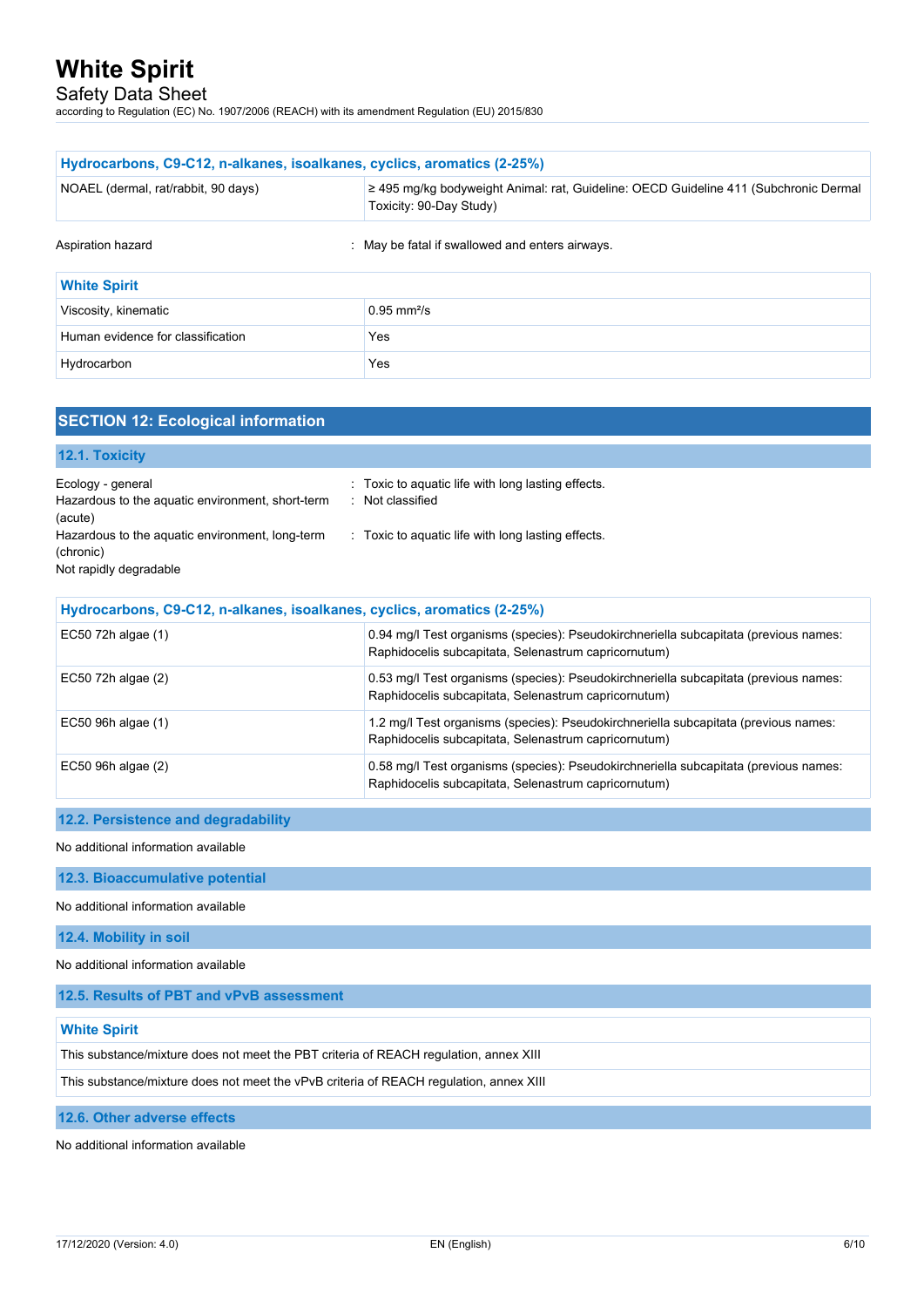| Hydrocarbons, C9-C12, n-alkanes, isoalkanes, cyclics, aromatics (2-25%) | |
|---|---|
| NOAEL (dermal, rat/rabbit, 90 days) | ≥ 495 mg/kg bodyweight Animal: rat, Guideline: OECD Guideline 411 (Subchronic Dermal Toxicity: 90-Day Study) |

Aspiration hazard : May be fatal if swallowed and enters airways.

| White Spirit | |
|---|---|
| Viscosity, kinematic | 0.95 $mm^2/s$ |
| Human evidence for classification | Yes |
| Hydrocarbon | Yes |

## SECTION 12: Ecological information

### 12.1. Toxicity

Ecology - general : Toxic to aquatic life with long lasting effects.

Hazardous to the aquatic environment, short-term (acute) : Not classified

Hazardous to the aquatic environment, long-term (chronic) : Toxic to aquatic life with long lasting effects.

Not rapidly degradable

| Hydrocarbons, C9-C12, n-alkanes, isoalkanes, cyclics, aromatics (2-25%) | |
|---|---|
| EC50 72h algae (1) | 0.94 mg/l Test organisms (species): Pseudokirchneriella subcapitata (previous names: Raphidocelis subcapitata, Selenastrum capricornutum) |
| EC50 72h algae (2) | 0.53 mg/l Test organisms (species): Pseudokirchneriella subcapitata (previous names: Raphidocelis subcapitata, Selenastrum capricornutum) |
| EC50 96h algae (1) | 1.2 mg/l Test organisms (species): Pseudokirchneriella subcapitata (previous names: Raphidocelis subcapitata, Selenastrum capricornutum) |
| EC50 96h algae (2) | 0.58 mg/l Test organisms (species): Pseudokirchneriella subcapitata (previous names: Raphidocelis subcapitata, Selenastrum capricornutum) |

### 12.2. Persistence and degradability

No additional information available

### 12.3. Bioaccumulative potential

No additional information available

### 12.4. Mobility in soil

No additional information available

### 12.5. Results of PBT and vPvB assessment

| White Spirit |
|---|
| This substance/mixture does not meet the PBT criteria of REACH regulation, annex XIII |
| This substance/mixture does not meet the vPvB criteria of REACH regulation, annex XIII |

### 12.6. Other adverse effects

No additional information available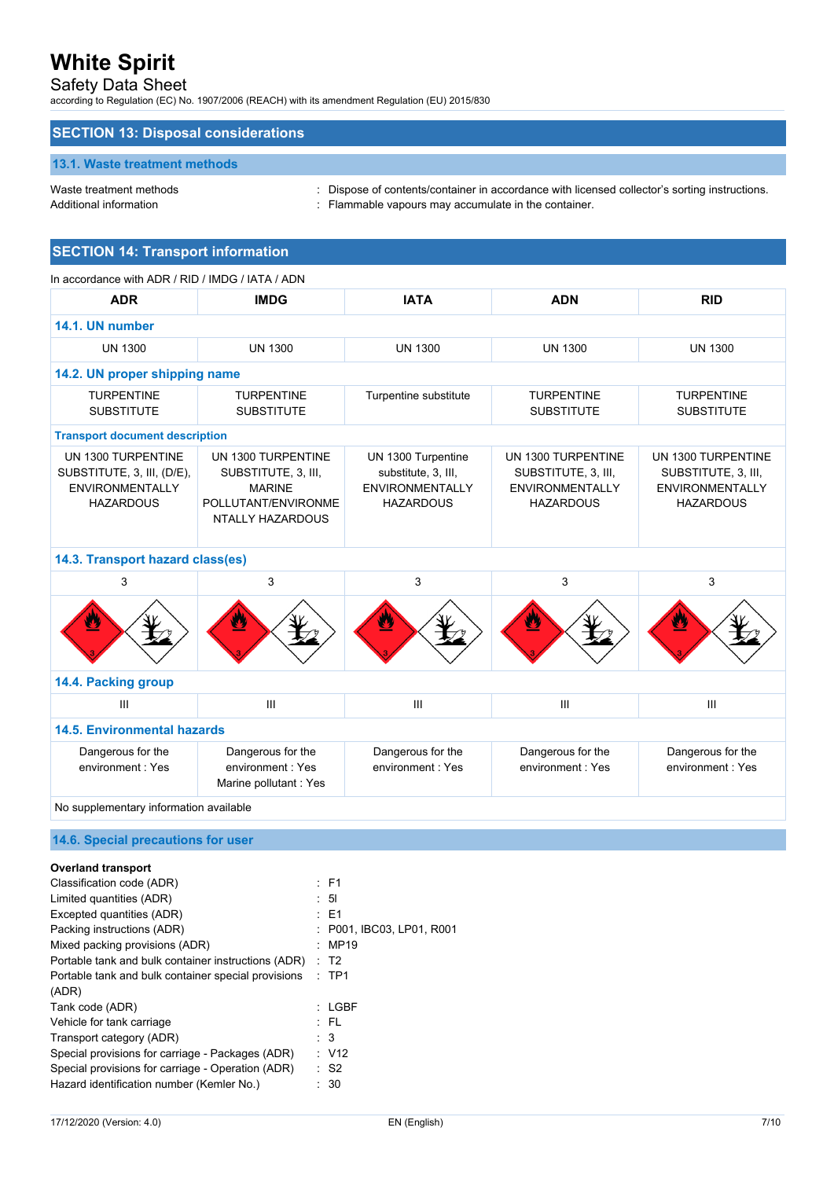## SECTION 13: Disposal considerations

### 13.1. Waste treatment methods

Waste treatment methods : Dispose of contents/container in accordance with licensed collector's sorting instructions.
Additional information : Flammable vapours may accumulate in the container.

## SECTION 14: Transport information

In accordance with ADR / RID / IMDG / IATA / ADN

| ADR | IMDG | IATA | ADN | RID |
|---|---|---|---|---|
| **14.1. UN number** | | | | |
| UN 1300 | UN 1300 | UN 1300 | UN 1300 | UN 1300 |
| **14.2. UN proper shipping name** | | | | |
| TURPENTINE SUBSTITUTE | TURPENTINE SUBSTITUTE | Turpentine substitute | TURPENTINE SUBSTITUTE | TURPENTINE SUBSTITUTE |
| **Transport document description** | | | | |
| UN 1300 TURPENTINE SUBSTITUTE, 3, III, (D/E), ENVIRONMENTALLY HAZARDOUS | UN 1300 TURPENTINE SUBSTITUTE, 3, III, MARINE POLLUTANT/ENVIRONMENTALLY HAZARDOUS | UN 1300 Turpentine substitute, 3, III, ENVIRONMENTALLY HAZARDOUS | UN 1300 TURPENTINE SUBSTITUTE, 3, III, ENVIRONMENTALLY HAZARDOUS | UN 1300 TURPENTINE SUBSTITUTE, 3, III, ENVIRONMENTALLY HAZARDOUS |
| **14.3. Transport hazard class(es)** | | | | |
| 3 | 3 | 3 | 3 | 3 |
| **14.4. Packing group** | | | | |
| III | III | III | III | III |
| **14.5. Environmental hazards** | | | | |
| Dangerous for the environment : Yes | Dangerous for the environment : Yes<br>Marine pollutant : Yes | Dangerous for the environment : Yes | Dangerous for the environment : Yes | Dangerous for the environment : Yes |

No supplementary information available

### 14.6. Special precautions for user

**Overland transport**

Classification code (ADR) : F1
Limited quantities (ADR) : 5l
Excepted quantities (ADR) : E1
Packing instructions (ADR) : P001, IBC03, LP01, R001
Mixed packing provisions (ADR) : MP19
Portable tank and bulk container instructions (ADR) : T2
Portable tank and bulk container special provisions (ADR) : TP1
Tank code (ADR) : LGBF
Vehicle for tank carriage : FL
Transport category (ADR) : 3
Special provisions for carriage - Packages (ADR) : V12
Special provisions for carriage - Operation (ADR) : S2
Hazard identification number (Kemler No.) : 30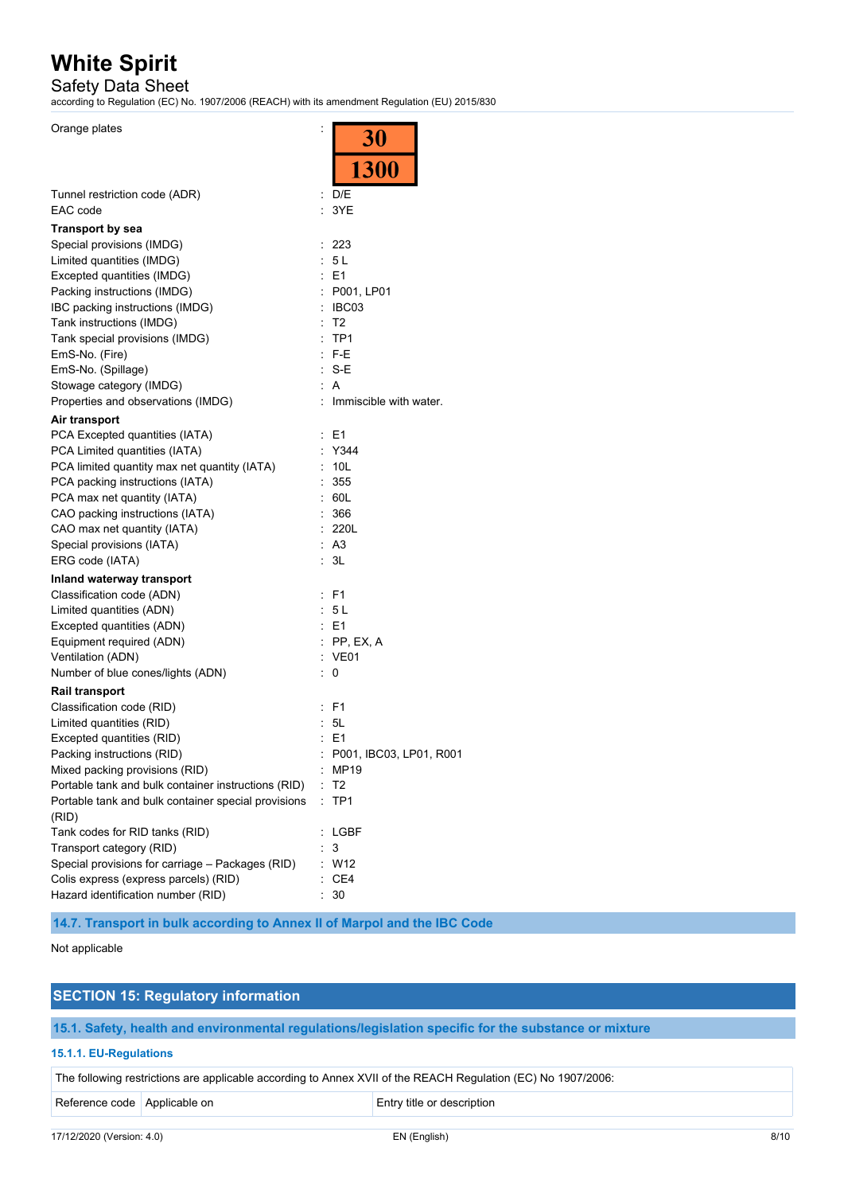Orange plates : 30 / 1300

Tunnel restriction code (ADR) : D/E
EAC code : 3YE

**Transport by sea**

Special provisions (IMDG) : 223
Limited quantities (IMDG) : 5 L
Excepted quantities (IMDG) : E1
Packing instructions (IMDG) : P001, LP01
IBC packing instructions (IMDG) : IBC03
Tank instructions (IMDG) : T2
Tank special provisions (IMDG) : TP1
EmS-No. (Fire) : F-E
EmS-No. (Spillage) : S-E
Stowage category (IMDG) : A
Properties and observations (IMDG) : Immiscible with water.

**Air transport**

PCA Excepted quantities (IATA) : E1
PCA Limited quantities (IATA) : Y344
PCA limited quantity max net quantity (IATA) : 10L
PCA packing instructions (IATA) : 355
PCA max net quantity (IATA) : 60L
CAO packing instructions (IATA) : 366
CAO max net quantity (IATA) : 220L
Special provisions (IATA) : A3
ERG code (IATA) : 3L

**Inland waterway transport**

Classification code (ADN) : F1
Limited quantities (ADN) : 5 L
Excepted quantities (ADN) : E1
Equipment required (ADN) : PP, EX, A
Ventilation (ADN) : VE01
Number of blue cones/lights (ADN) : 0

**Rail transport**

Classification code (RID) : F1
Limited quantities (RID) : 5L
Excepted quantities (RID) : E1
Packing instructions (RID) : P001, IBC03, LP01, R001
Mixed packing provisions (RID) : MP19
Portable tank and bulk container instructions (RID) : T2
Portable tank and bulk container special provisions (RID) : TP1
Tank codes for RID tanks (RID) : LGBF
Transport category (RID) : 3
Special provisions for carriage – Packages (RID) : W12
Colis express (express parcels) (RID) : CE4
Hazard identification number (RID) : 30

### 14.7. Transport in bulk according to Annex II of Marpol and the IBC Code

Not applicable

## SECTION 15: Regulatory information

### 15.1. Safety, health and environmental regulations/legislation specific for the substance or mixture

#### 15.1.1. EU-Regulations

The following restrictions are applicable according to Annex XVII of the REACH Regulation (EC) No 1907/2006:

| Reference code | Applicable on | Entry title or description |
|---|---|---|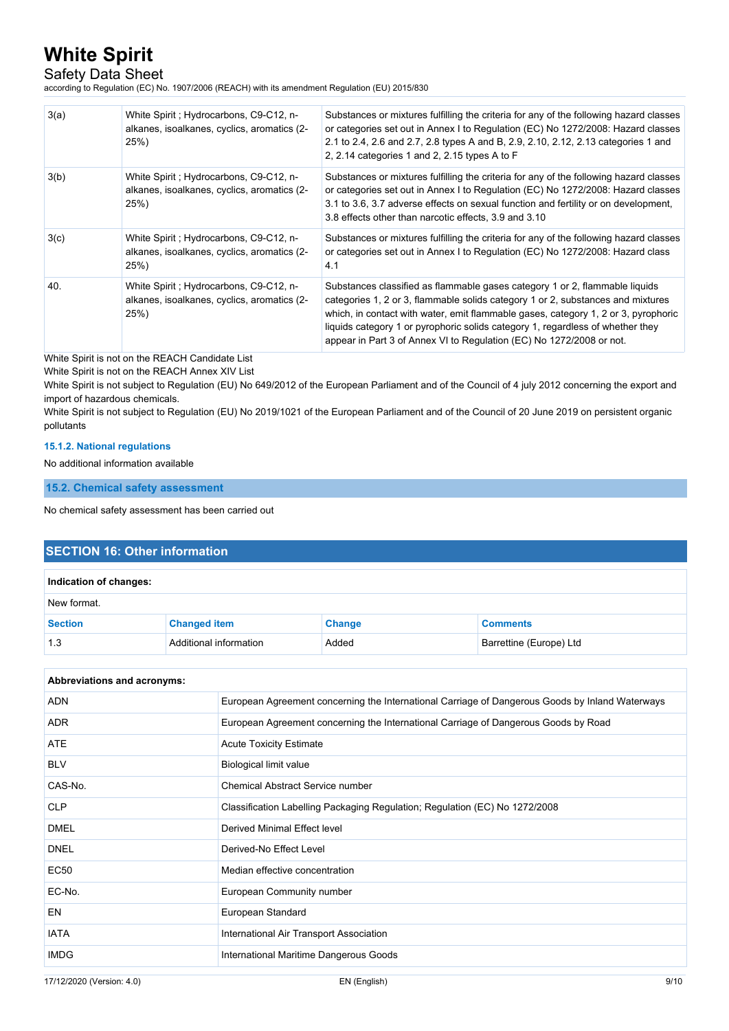| | | |
|---|---|---|
| 3(a) | White Spirit ; Hydrocarbons, C9-C12, n-alkanes, isoalkanes, cyclics, aromatics (2-25%) | Substances or mixtures fulfilling the criteria for any of the following hazard classes or categories set out in Annex I to Regulation (EC) No 1272/2008: Hazard classes 2.1 to 2.4, 2.6 and 2.7, 2.8 types A and B, 2.9, 2.10, 2.12, 2.13 categories 1 and 2, 2.14 categories 1 and 2, 2.15 types A to F |
| 3(b) | White Spirit ; Hydrocarbons, C9-C12, n-alkanes, isoalkanes, cyclics, aromatics (2-25%) | Substances or mixtures fulfilling the criteria for any of the following hazard classes or categories set out in Annex I to Regulation (EC) No 1272/2008: Hazard classes 3.1 to 3.6, 3.7 adverse effects on sexual function and fertility or on development, 3.8 effects other than narcotic effects, 3.9 and 3.10 |
| 3(c) | White Spirit ; Hydrocarbons, C9-C12, n-alkanes, isoalkanes, cyclics, aromatics (2-25%) | Substances or mixtures fulfilling the criteria for any of the following hazard classes or categories set out in Annex I to Regulation (EC) No 1272/2008: Hazard class 4.1 |
| 40. | White Spirit ; Hydrocarbons, C9-C12, n-alkanes, isoalkanes, cyclics, aromatics (2-25%) | Substances classified as flammable gases category 1 or 2, flammable liquids categories 1, 2 or 3, flammable solids category 1 or 2, substances and mixtures which, in contact with water, emit flammable gases, category 1, 2 or 3, pyrophoric liquids category 1 or pyrophoric solids category 1, regardless of whether they appear in Part 3 of Annex VI to Regulation (EC) No 1272/2008 or not. |

White Spirit is not on the REACH Candidate List

White Spirit is not on the REACH Annex XIV List

White Spirit is not subject to Regulation (EU) No 649/2012 of the European Parliament and of the Council of 4 july 2012 concerning the export and import of hazardous chemicals.

White Spirit is not subject to Regulation (EU) No 2019/1021 of the European Parliament and of the Council of 20 June 2019 on persistent organic pollutants

#### 15.1.2. National regulations

No additional information available

### 15.2. Chemical safety assessment

No chemical safety assessment has been carried out

## SECTION 16: Other information

**Indication of changes:**

New format.

| Section | Changed item | Change | Comments |
|---|---|---|---|
| 1.3 | Additional information | Added | Barrettine (Europe) Ltd |

**Abbreviations and acronyms:**

| | |
|---|---|
| ADN | European Agreement concerning the International Carriage of Dangerous Goods by Inland Waterways |
| ADR | European Agreement concerning the International Carriage of Dangerous Goods by Road |
| ATE | Acute Toxicity Estimate |
| BLV | Biological limit value |
| CAS-No. | Chemical Abstract Service number |
| CLP | Classification Labelling Packaging Regulation; Regulation (EC) No 1272/2008 |
| DMEL | Derived Minimal Effect level |
| DNEL | Derived-No Effect Level |
| EC50 | Median effective concentration |
| EC-No. | European Community number |
| EN | European Standard |
| IATA | International Air Transport Association |
| IMDG | International Maritime Dangerous Goods |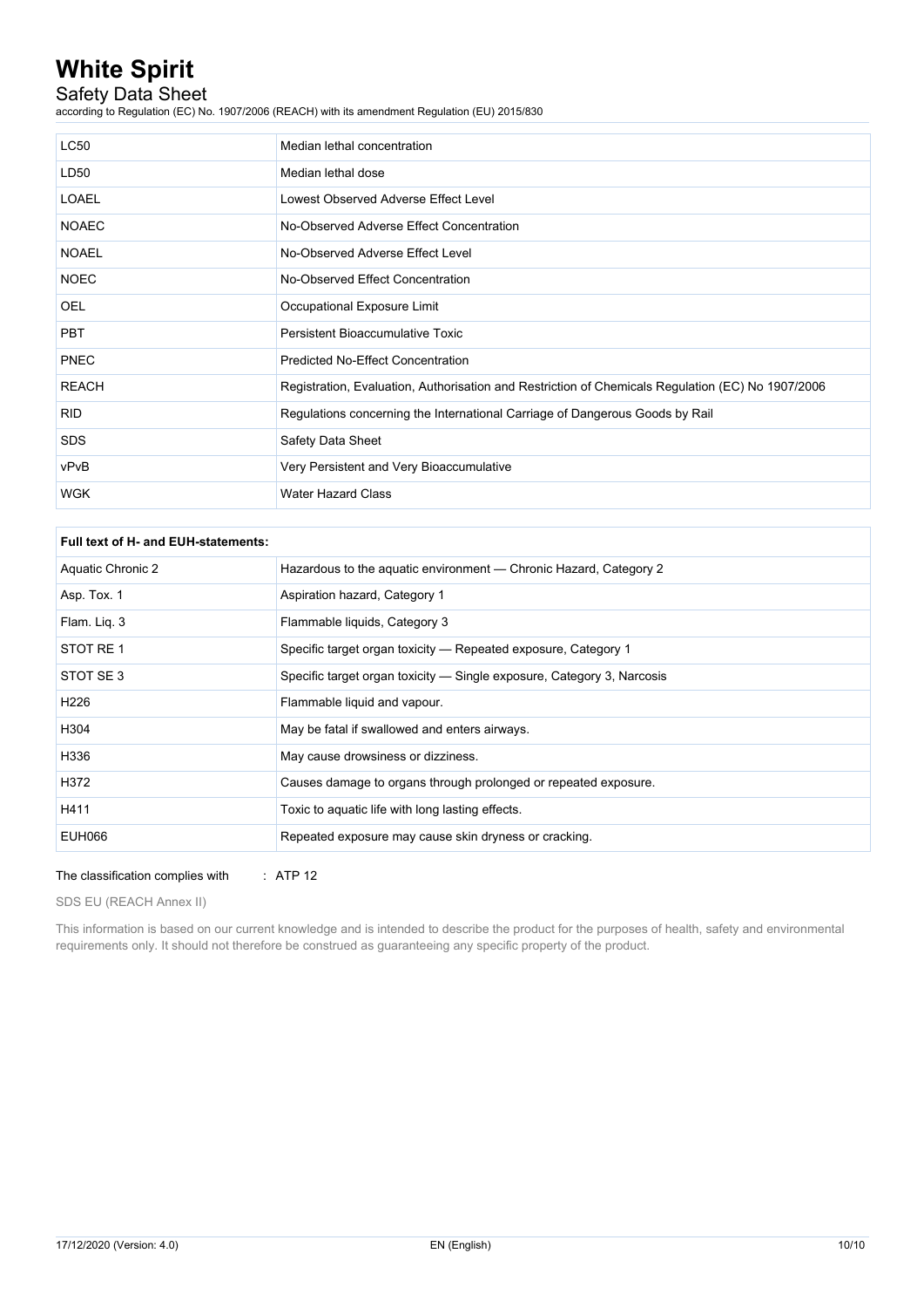| | |
|---|---|
| LC50 | Median lethal concentration |
| LD50 | Median lethal dose |
| LOAEL | Lowest Observed Adverse Effect Level |
| NOAEC | No-Observed Adverse Effect Concentration |
| NOAEL | No-Observed Adverse Effect Level |
| NOEC | No-Observed Effect Concentration |
| OEL | Occupational Exposure Limit |
| PBT | Persistent Bioaccumulative Toxic |
| PNEC | Predicted No-Effect Concentration |
| REACH | Registration, Evaluation, Authorisation and Restriction of Chemicals Regulation (EC) No 1907/2006 |
| RID | Regulations concerning the International Carriage of Dangerous Goods by Rail |
| SDS | Safety Data Sheet |
| vPvB | Very Persistent and Very Bioaccumulative |
| WGK | Water Hazard Class |

| **Full text of H- and EUH-statements:** | |
|---|---|
| Aquatic Chronic 2 | Hazardous to the aquatic environment — Chronic Hazard, Category 2 |
| Asp. Tox. 1 | Aspiration hazard, Category 1 |
| Flam. Liq. 3 | Flammable liquids, Category 3 |
| STOT RE 1 | Specific target organ toxicity — Repeated exposure, Category 1 |
| STOT SE 3 | Specific target organ toxicity — Single exposure, Category 3, Narcosis |
| H226 | Flammable liquid and vapour. |
| H304 | May be fatal if swallowed and enters airways. |
| H336 | May cause drowsiness or dizziness. |
| H372 | Causes damage to organs through prolonged or repeated exposure. |
| H411 | Toxic to aquatic life with long lasting effects. |
| EUH066 | Repeated exposure may cause skin dryness or cracking. |

The classification complies with : ATP 12

SDS EU (REACH Annex II)

This information is based on our current knowledge and is intended to describe the product for the purposes of health, safety and environmental requirements only. It should not therefore be construed as guaranteeing any specific property of the product.